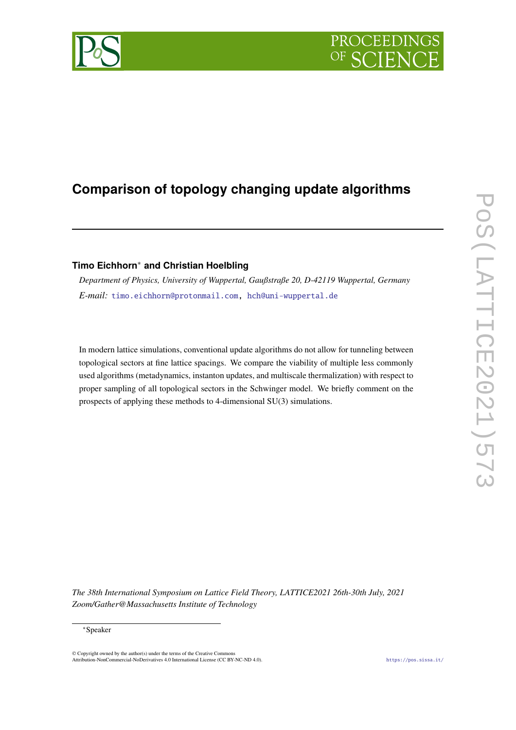# Comparison of topology changing update algorithms

**Timo Eichhorn*** **and Christian Hoelbling**

*Department of Physics, University of Wuppertal, Gaußstraße 20, D-42119 Wuppertal, Germany*

*E-mail:* timo.eichhorn@protonmail.com, hch@uni-wuppertal.de

In modern lattice simulations, conventional update algorithms do not allow for tunneling between topological sectors at fine lattice spacings. We compare the viability of multiple less commonly used algorithms (metadynamics, instanton updates, and multiscale thermalization) with respect to proper sampling of all topological sectors in the Schwinger model. We briefly comment on the prospects of applying these methods to 4-dimensional SU(3) simulations.

*The 38th International Symposium on Lattice Field Theory, LATTICE2021 26th-30th July, 2021 Zoom/Gather@Massachusetts Institute of Technology*

*Speaker

© Copyright owned by the author(s) under the terms of the Creative Commons Attribution-NonCommercial-NoDerivatives 4.0 International License (CC BY-NC-ND 4.0).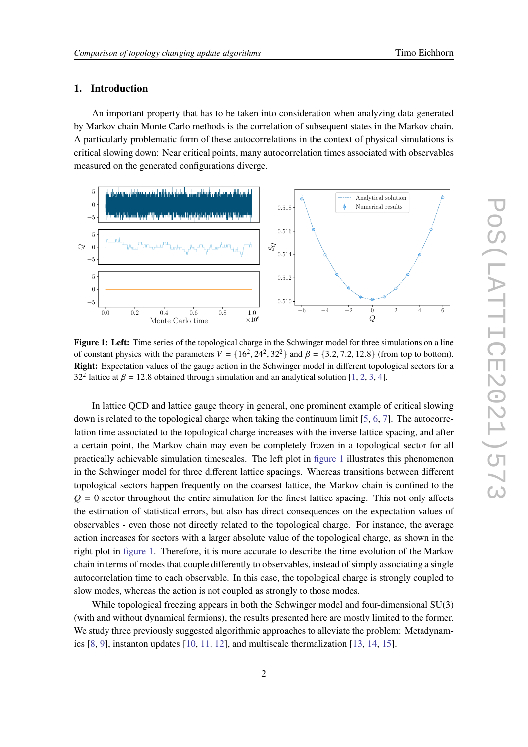# 1. Introduction

An important property that has to be taken into consideration when analyzing data generated by Markov chain Monte Carlo methods is the correlation of subsequent states in the Markov chain. A particularly problematic form of these autocorrelations in the context of physical simulations is critical slowing down: Near critical points, many autocorrelation times associated with observables measured on the generated configurations diverge.

**Figure 1: Left:** Time series of the topological charge in the Schwinger model for three simulations on a line of constant physics with the parameters $V = \{16^2, 24^2, 32^2\}$ and $\beta = \{3.2, 7.2, 12.8\}$ (from top to bottom). **Right:** Expectation values of the gauge action in the Schwinger model in different topological sectors for a $32^2$ lattice at $\beta = 12.8$ obtained through simulation and an analytical solution [1, 2, 3, 4].

In lattice QCD and lattice gauge theory in general, one prominent example of critical slowing down is related to the topological charge when taking the continuum limit [5, 6, 7]. The autocorrelation time associated to the topological charge increases with the inverse lattice spacing, and after a certain point, the Markov chain may even be completely frozen in a topological sector for all practically achievable simulation timescales. The left plot in figure 1 illustrates this phenomenon in the Schwinger model for three different lattice spacings. Whereas transitions between different topological sectors happen frequently on the coarsest lattice, the Markov chain is confined to the $Q = 0$ sector throughout the entire simulation for the finest lattice spacing. This not only affects the estimation of statistical errors, but also has direct consequences on the expectation values of observables - even those not directly related to the topological charge. For instance, the average action increases for sectors with a larger absolute value of the topological charge, as shown in the right plot in figure 1. Therefore, it is more accurate to describe the time evolution of the Markov chain in terms of modes that couple differently to observables, instead of simply associating a single autocorrelation time to each observable. In this case, the topological charge is strongly coupled to slow modes, whereas the action is not coupled as strongly to those modes.

While topological freezing appears in both the Schwinger model and four-dimensional SU(3) (with and without dynamical fermions), the results presented here are mostly limited to the former. We study three previously suggested algorithmic approaches to alleviate the problem: Metadynamics [8, 9], instanton updates [10, 11, 12], and multiscale thermalization [13, 14, 15].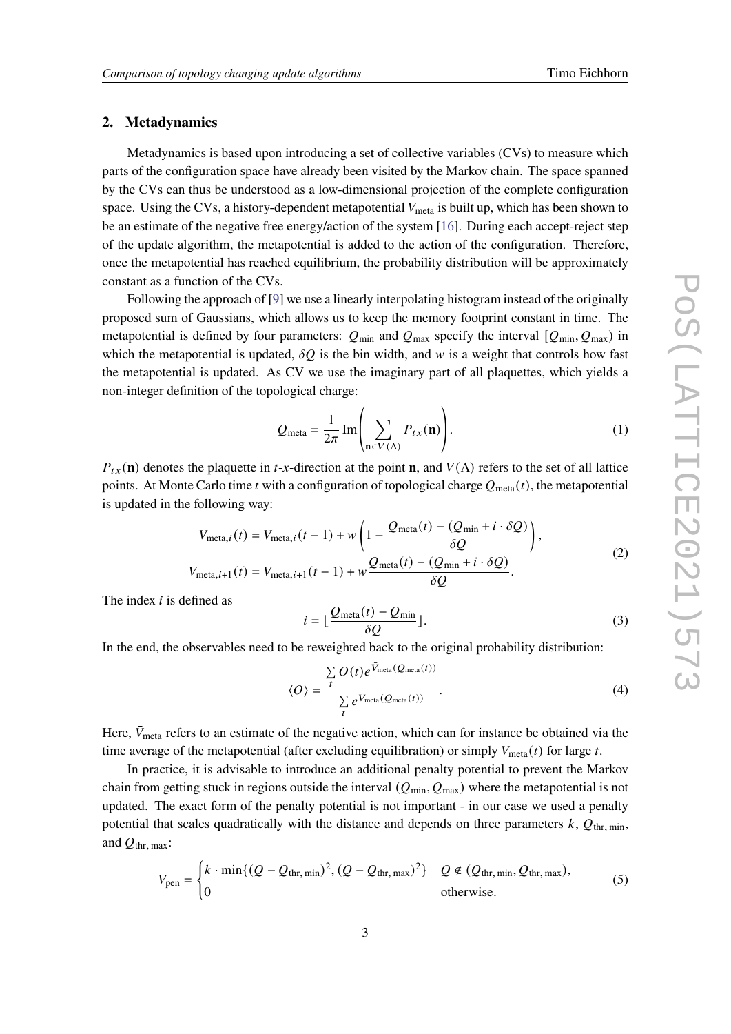## 2. Metadynamics

Metadynamics is based upon introducing a set of collective variables (CVs) to measure which parts of the configuration space have already been visited by the Markov chain. The space spanned by the CVs can thus be understood as a low-dimensional projection of the complete configuration space. Using the CVs, a history-dependent metapotential $V_{\text{meta}}$ is built up, which has been shown to be an estimate of the negative free energy/action of the system [16]. During each accept-reject step of the update algorithm, the metapotential is added to the action of the configuration. Therefore, once the metapotential has reached equilibrium, the probability distribution will be approximately constant as a function of the CVs.

Following the approach of [9] we use a linearly interpolating histogram instead of the originally proposed sum of Gaussians, which allows us to keep the memory footprint constant in time. The metapotential is defined by four parameters: $Q_{\min}$ and $Q_{\max}$ specify the interval $[Q_{\min}, Q_{\max})$ in which the metapotential is updated, $\delta Q$ is the bin width, and $w$ is a weight that controls how fast the metapotential is updated. As CV we use the imaginary part of all plaquettes, which yields a non-integer definition of the topological charge:

$$Q_{\text{meta}} = \frac{1}{2\pi} \operatorname{Im}\left( \sum_{\mathbf{n} \in V(\Lambda)} P_{tx}(\mathbf{n}) \right). \tag{1}$$

$P_{tx}(\mathbf{n})$ denotes the plaquette in $t$-$x$-direction at the point $\mathbf{n}$, and $V(\Lambda)$ refers to the set of all lattice points. At Monte Carlo time $t$ with a configuration of topological charge $Q_{\text{meta}}(t)$, the metapotential is updated in the following way:

$$\begin{aligned} V_{\text{meta},i}(t) &= V_{\text{meta},i}(t-1) + w\left(1 - \frac{Q_{\text{meta}}(t) - (Q_{\min} + i \cdot \delta Q)}{\delta Q}\right), \\ V_{\text{meta},i+1}(t) &= V_{\text{meta},i+1}(t-1) + w\frac{Q_{\text{meta}}(t) - (Q_{\min} + i \cdot \delta Q)}{\delta Q}. \end{aligned} \tag{2}$$

The index $i$ is defined as

$$i = \lfloor \frac{Q_{\text{meta}}(t) - Q_{\min}}{\delta Q} \rfloor. \tag{3}$$

In the end, the observables need to be reweighted back to the original probability distribution:

$$\langle O \rangle = \frac{\sum_t O(t) e^{\bar{V}_{\text{meta}}(Q_{\text{meta}}(t))}}{\sum_t e^{\bar{V}_{\text{meta}}(Q_{\text{meta}}(t))}}. \tag{4}$$

Here, $\bar{V}_{\text{meta}}$ refers to an estimate of the negative action, which can for instance be obtained via the time average of the metapotential (after excluding equilibration) or simply $V_{\text{meta}}(t)$ for large $t$.

In practice, it is advisable to introduce an additional penalty potential to prevent the Markov chain from getting stuck in regions outside the interval $(Q_{\min}, Q_{\max})$ where the metapotential is not updated. The exact form of the penalty potential is not important - in our case we used a penalty potential that scales quadratically with the distance and depends on three parameters $k$, $Q_{\text{thr, min}}$, and $Q_{\text{thr, max}}$:

$$V_{\text{pen}} = \begin{cases} k \cdot \min\{(Q - Q_{\text{thr, min}})^2, (Q - Q_{\text{thr, max}})^2\} & Q \notin (Q_{\text{thr, min}}, Q_{\text{thr, max}}), \\ 0 & \text{otherwise.} \end{cases} \tag{5}$$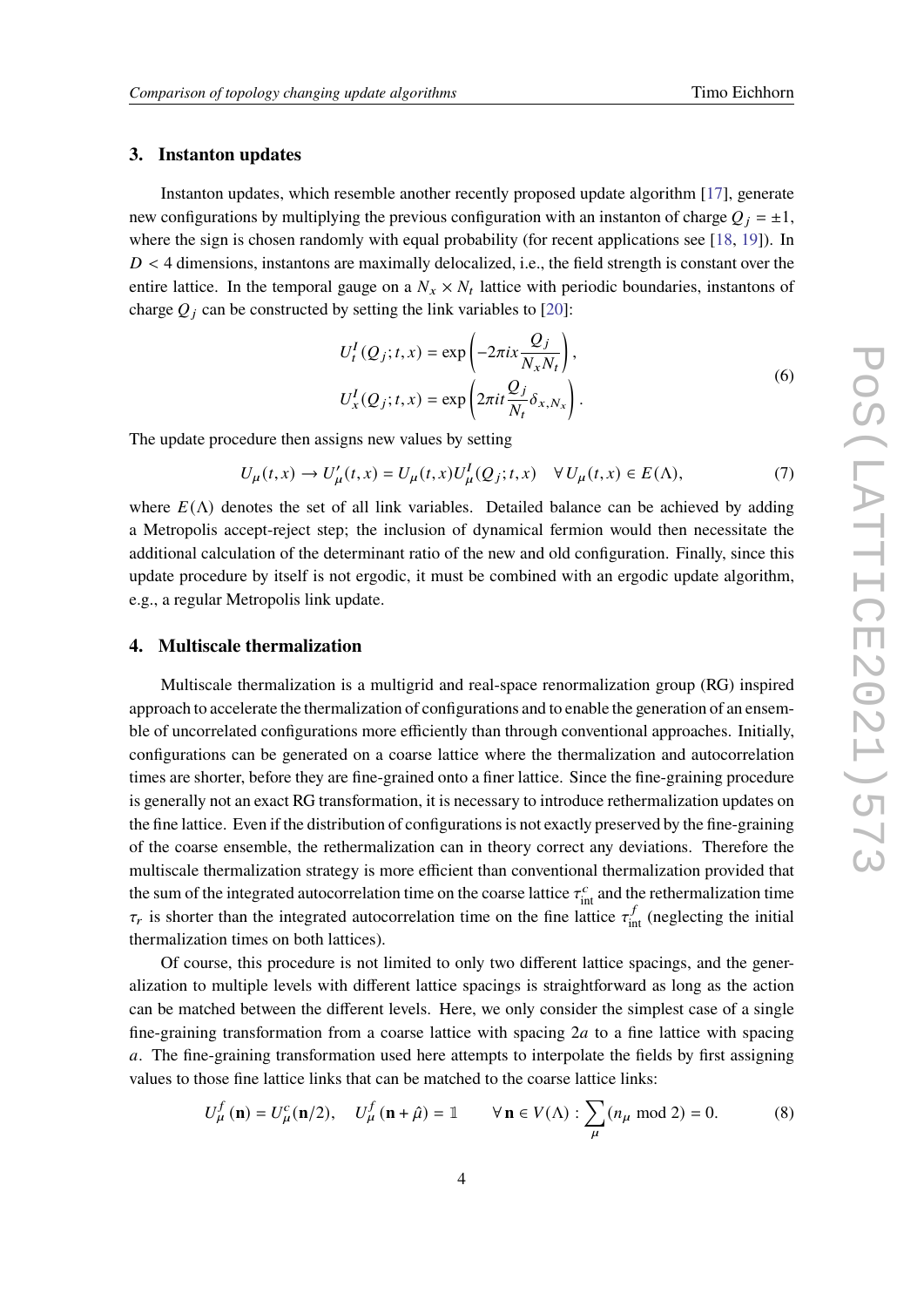## 3. Instanton updates

Instanton updates, which resemble another recently proposed update algorithm [17], generate new configurations by multiplying the previous configuration with an instanton of charge $Q_j = \pm 1$, where the sign is chosen randomly with equal probability (for recent applications see [18, 19]). In $D < 4$ dimensions, instantons are maximally delocalized, i.e., the field strength is constant over the entire lattice. In the temporal gauge on a $N_x \times N_t$ lattice with periodic boundaries, instantons of charge $Q_j$ can be constructed by setting the link variables to [20]:

$$
\begin{aligned}
U_t^I(Q_j; t, x) &= \exp\left(-2\pi i x \frac{Q_j}{N_x N_t}\right), \\
U_x^I(Q_j; t, x) &= \exp\left(2\pi i t \frac{Q_j}{N_t} \delta_{x, N_x}\right).
\end{aligned}
\tag{6}
$$

The update procedure then assigns new values by setting

$$
U_\mu(t, x) \to U'_\mu(t, x) = U_\mu(t, x) U_\mu^I(Q_j; t, x) \quad \forall\, U_\mu(t, x) \in E(\Lambda), \tag{7}
$$

where $E(\Lambda)$ denotes the set of all link variables. Detailed balance can be achieved by adding a Metropolis accept-reject step; the inclusion of dynamical fermion would then necessitate the additional calculation of the determinant ratio of the new and old configuration. Finally, since this update procedure by itself is not ergodic, it must be combined with an ergodic update algorithm, e.g., a regular Metropolis link update.

## 4. Multiscale thermalization

Multiscale thermalization is a multigrid and real-space renormalization group (RG) inspired approach to accelerate the thermalization of configurations and to enable the generation of an ensemble of uncorrelated configurations more efficiently than through conventional approaches. Initially, configurations can be generated on a coarse lattice where the thermalization and autocorrelation times are shorter, before they are fine-grained onto a finer lattice. Since the fine-graining procedure is generally not an exact RG transformation, it is necessary to introduce rethermalization updates on the fine lattice. Even if the distribution of configurations is not exactly preserved by the fine-graining of the coarse ensemble, the rethermalization can in theory correct any deviations. Therefore the multiscale thermalization strategy is more efficient than conventional thermalization provided that the sum of the integrated autocorrelation time on the coarse lattice $\tau_{\text{int}}^c$ and the rethermalization time $\tau_r$ is shorter than the integrated autocorrelation time on the fine lattice $\tau_{\text{int}}^f$ (neglecting the initial thermalization times on both lattices).

Of course, this procedure is not limited to only two different lattice spacings, and the generalization to multiple levels with different lattice spacings is straightforward as long as the action can be matched between the different levels. Here, we only consider the simplest case of a single fine-graining transformation from a coarse lattice with spacing $2a$ to a fine lattice with spacing $a$. The fine-graining transformation used here attempts to interpolate the fields by first assigning values to those fine lattice links that can be matched to the coarse lattice links:

$$
U_\mu^f(\mathbf{n}) = U_\mu^c(\mathbf{n}/2), \quad U_\mu^f(\mathbf{n} + \hat{\mu}) = \mathbb{1} \qquad \forall\, \mathbf{n} \in V(\Lambda) : \sum_\mu (n_\mu \bmod 2) = 0. \tag{8}
$$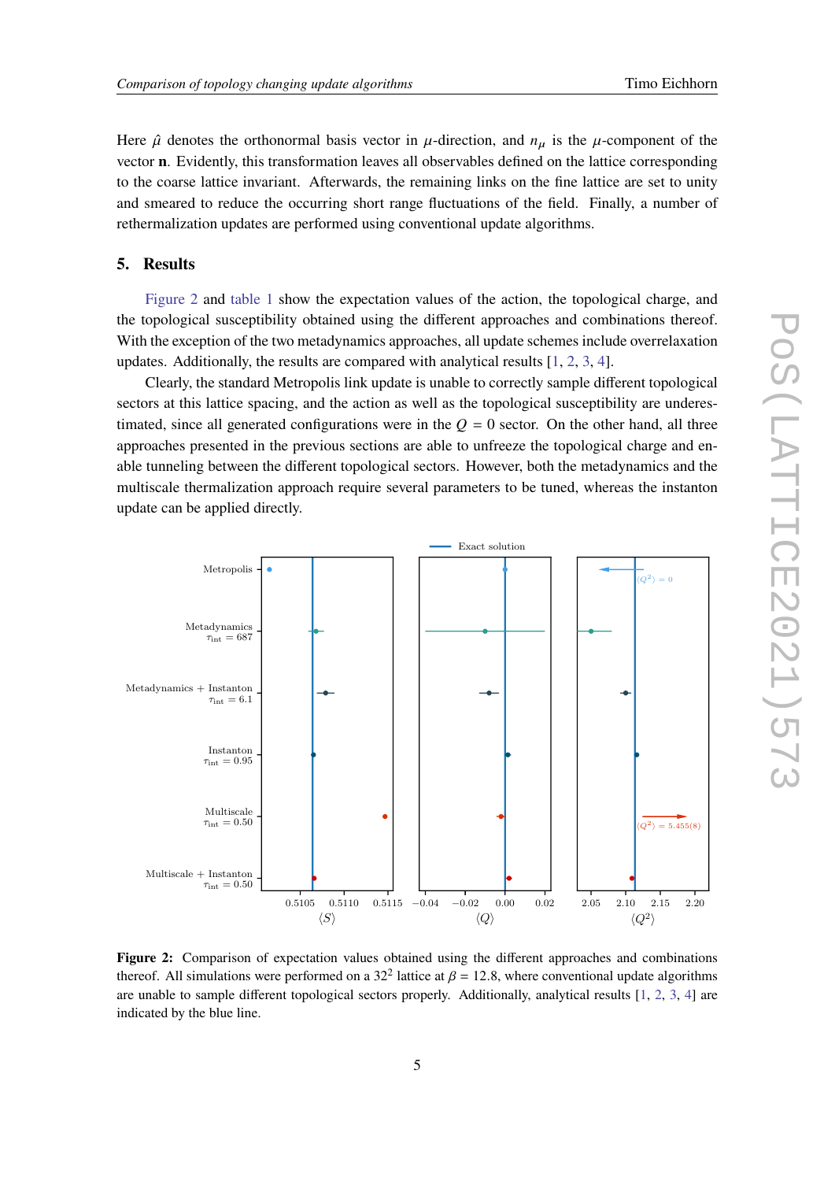Here $\hat{\mu}$ denotes the orthonormal basis vector in $\mu$-direction, and $n_\mu$ is the $\mu$-component of the vector $\mathbf{n}$. Evidently, this transformation leaves all observables defined on the lattice corresponding to the coarse lattice invariant. Afterwards, the remaining links on the fine lattice are set to unity and smeared to reduce the occurring short range fluctuations of the field. Finally, a number of rethermalization updates are performed using conventional update algorithms.

## 5. Results

Figure 2 and table 1 show the expectation values of the action, the topological charge, and the topological susceptibility obtained using the different approaches and combinations thereof. With the exception of the two metadynamics approaches, all update schemes include overrelaxation updates. Additionally, the results are compared with analytical results [1, 2, 3, 4].

Clearly, the standard Metropolis link update is unable to correctly sample different topological sectors at this lattice spacing, and the action as well as the topological susceptibility are underestimated, since all generated configurations were in the $Q = 0$ sector. On the other hand, all three approaches presented in the previous sections are able to unfreeze the topological charge and enable tunneling between the different topological sectors. However, both the metadynamics and the multiscale thermalization approach require several parameters to be tuned, whereas the instanton update can be applied directly.

**Figure 2:** Comparison of expectation values obtained using the different approaches and combinations thereof. All simulations were performed on a $32^2$ lattice at $\beta = 12.8$, where conventional update algorithms are unable to sample different topological sectors properly. Additionally, analytical results [1, 2, 3, 4] are indicated by the blue line.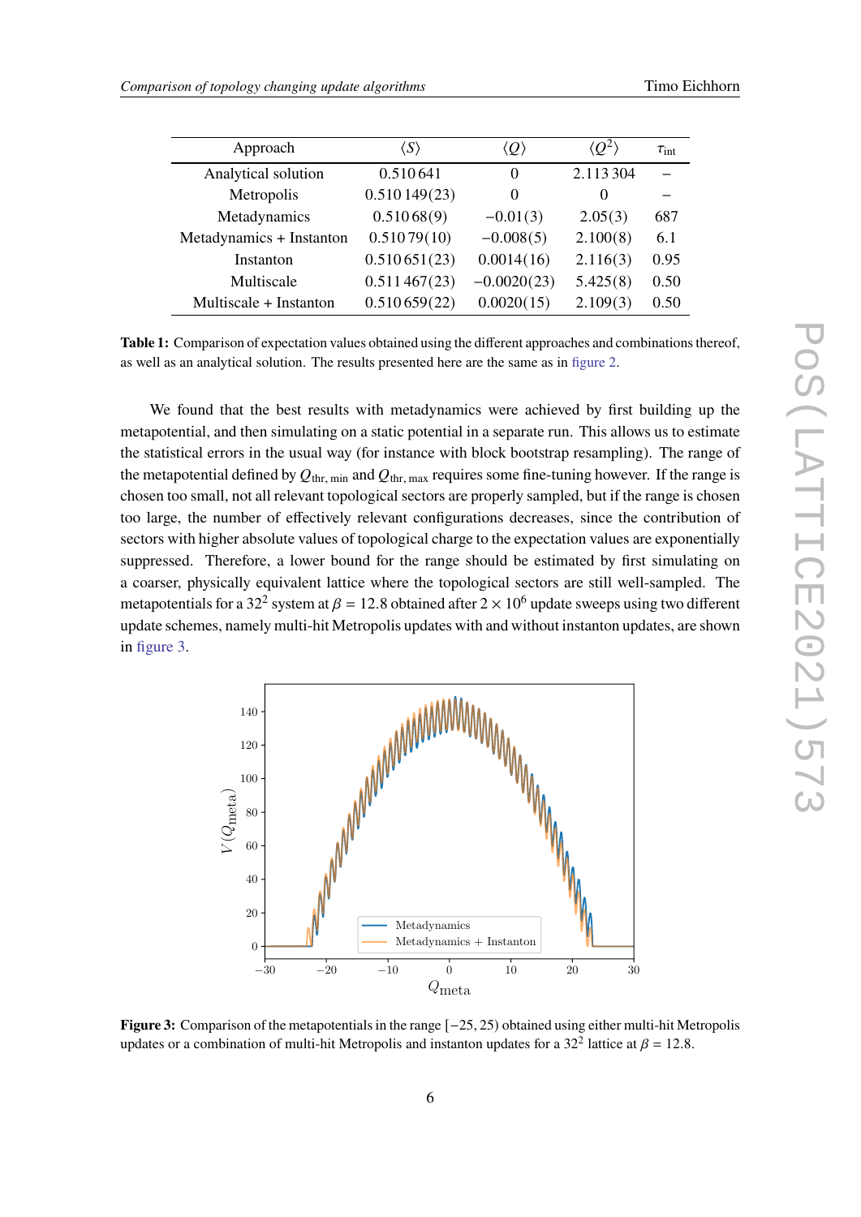| Approach | $\langle S \rangle$ | $\langle Q \rangle$ | $\langle Q^2 \rangle$ | $\tau_{\text{int}}$ |
|---|---|---|---|---|
| Analytical solution | 0.510 641 | 0 | 2.113 304 | – |
| Metropolis | 0.510 149(23) | 0 | 0 | – |
| Metadynamics | 0.510 68(9) | −0.01(3) | 2.05(3) | 687 |
| Metadynamics + Instanton | 0.510 79(10) | −0.008(5) | 2.100(8) | 6.1 |
| Instanton | 0.510 651(23) | 0.0014(16) | 2.116(3) | 0.95 |
| Multiscale | 0.511 467(23) | −0.0020(23) | 5.425(8) | 0.50 |
| Multiscale + Instanton | 0.510 659(22) | 0.0020(15) | 2.109(3) | 0.50 |

**Table 1:** Comparison of expectation values obtained using the different approaches and combinations thereof, as well as an analytical solution. The results presented here are the same as in figure 2.

We found that the best results with metadynamics were achieved by first building up the metapotential, and then simulating on a static potential in a separate run. This allows us to estimate the statistical errors in the usual way (for instance with block bootstrap resampling). The range of the metapotential defined by $Q_{\text{thr, min}}$ and $Q_{\text{thr, max}}$ requires some fine-tuning however. If the range is chosen too small, not all relevant topological sectors are properly sampled, but if the range is chosen too large, the number of effectively relevant configurations decreases, since the contribution of sectors with higher absolute values of topological charge to the expectation values are exponentially suppressed. Therefore, a lower bound for the range should be estimated by first simulating on a coarser, physically equivalent lattice where the topological sectors are still well-sampled. The metapotentials for a $32^2$ system at $\beta = 12.8$ obtained after $2 \times 10^6$ update sweeps using two different update schemes, namely multi-hit Metropolis updates with and without instanton updates, are shown in figure 3.

**Figure 3:** Comparison of the metapotentials in the range $[-25, 25)$ obtained using either multi-hit Metropolis updates or a combination of multi-hit Metropolis and instanton updates for a $32^2$ lattice at $\beta = 12.8$.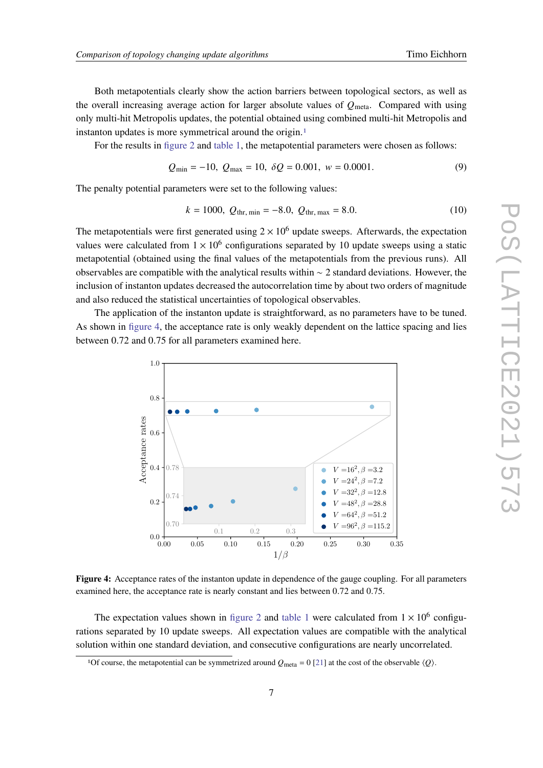Both metapotentials clearly show the action barriers between topological sectors, as well as the overall increasing average action for larger absolute values of $Q_{\text{meta}}$. Compared with using only multi-hit Metropolis updates, the potential obtained using combined multi-hit Metropolis and instanton updates is more symmetrical around the origin.[1]

For the results in figure 2 and table 1, the metapotential parameters were chosen as follows:

$$Q_{\text{min}} = -10, \; Q_{\text{max}} = 10, \; \delta Q = 0.001, \; w = 0.0001. \tag{9}$$

The penalty potential parameters were set to the following values:

$$k = 1000, \; Q_{\text{thr, min}} = -8.0, \; Q_{\text{thr, max}} = 8.0. \tag{10}$$

The metapotentials were first generated using $2 \times 10^6$ update sweeps. Afterwards, the expectation values were calculated from $1 \times 10^6$ configurations separated by 10 update sweeps using a static metapotential (obtained using the final values of the metapotentials from the previous runs). All observables are compatible with the analytical results within $\sim 2$ standard deviations. However, the inclusion of instanton updates decreased the autocorrelation time by about two orders of magnitude and also reduced the statistical uncertainties of topological observables.

The application of the instanton update is straightforward, as no parameters have to be tuned. As shown in figure 4, the acceptance rate is only weakly dependent on the lattice spacing and lies between 0.72 and 0.75 for all parameters examined here.

**Figure 4:** Acceptance rates of the instanton update in dependence of the gauge coupling. For all parameters examined here, the acceptance rate is nearly constant and lies between 0.72 and 0.75.

The expectation values shown in figure 2 and table 1 were calculated from $1 \times 10^6$ configurations separated by 10 update sweeps. All expectation values are compatible with the analytical solution within one standard deviation, and consecutive configurations are nearly uncorrelated.

[1] Of course, the metapotential can be symmetrized around $Q_{\text{meta}} = 0$ [21] at the cost of the observable $\langle Q \rangle$.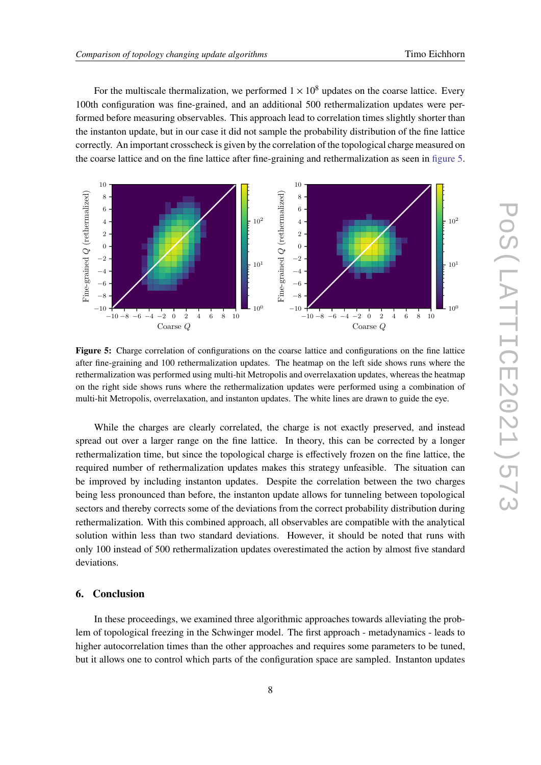For the multiscale thermalization, we performed $1 \times 10^8$ updates on the coarse lattice. Every 100th configuration was fine-grained, and an additional 500 rethermalization updates were performed before measuring observables. This approach lead to correlation times slightly shorter than the instanton update, but in our case it did not sample the probability distribution of the fine lattice correctly. An important crosscheck is given by the correlation of the topological charge measured on the coarse lattice and on the fine lattice after fine-graining and rethermalization as seen in figure 5.

**Figure 5:** Charge correlation of configurations on the coarse lattice and configurations on the fine lattice after fine-graining and 100 rethermalization updates. The heatmap on the left side shows runs where the rethermalization was performed using multi-hit Metropolis and overrelaxation updates, whereas the heatmap on the right side shows runs where the rethermalization updates were performed using a combination of multi-hit Metropolis, overrelaxation, and instanton updates. The white lines are drawn to guide the eye.

While the charges are clearly correlated, the charge is not exactly preserved, and instead spread out over a larger range on the fine lattice. In theory, this can be corrected by a longer rethermalization time, but since the topological charge is effectively frozen on the fine lattice, the required number of rethermalization updates makes this strategy unfeasible. The situation can be improved by including instanton updates. Despite the correlation between the two charges being less pronounced than before, the instanton update allows for tunneling between topological sectors and thereby corrects some of the deviations from the correct probability distribution during rethermalization. With this combined approach, all observables are compatible with the analytical solution within less than two standard deviations. However, it should be noted that runs with only 100 instead of 500 rethermalization updates overestimated the action by almost five standard deviations.

## 6. Conclusion

In these proceedings, we examined three algorithmic approaches towards alleviating the problem of topological freezing in the Schwinger model. The first approach - metadynamics - leads to higher autocorrelation times than the other approaches and requires some parameters to be tuned, but it allows one to control which parts of the configuration space are sampled. Instanton updates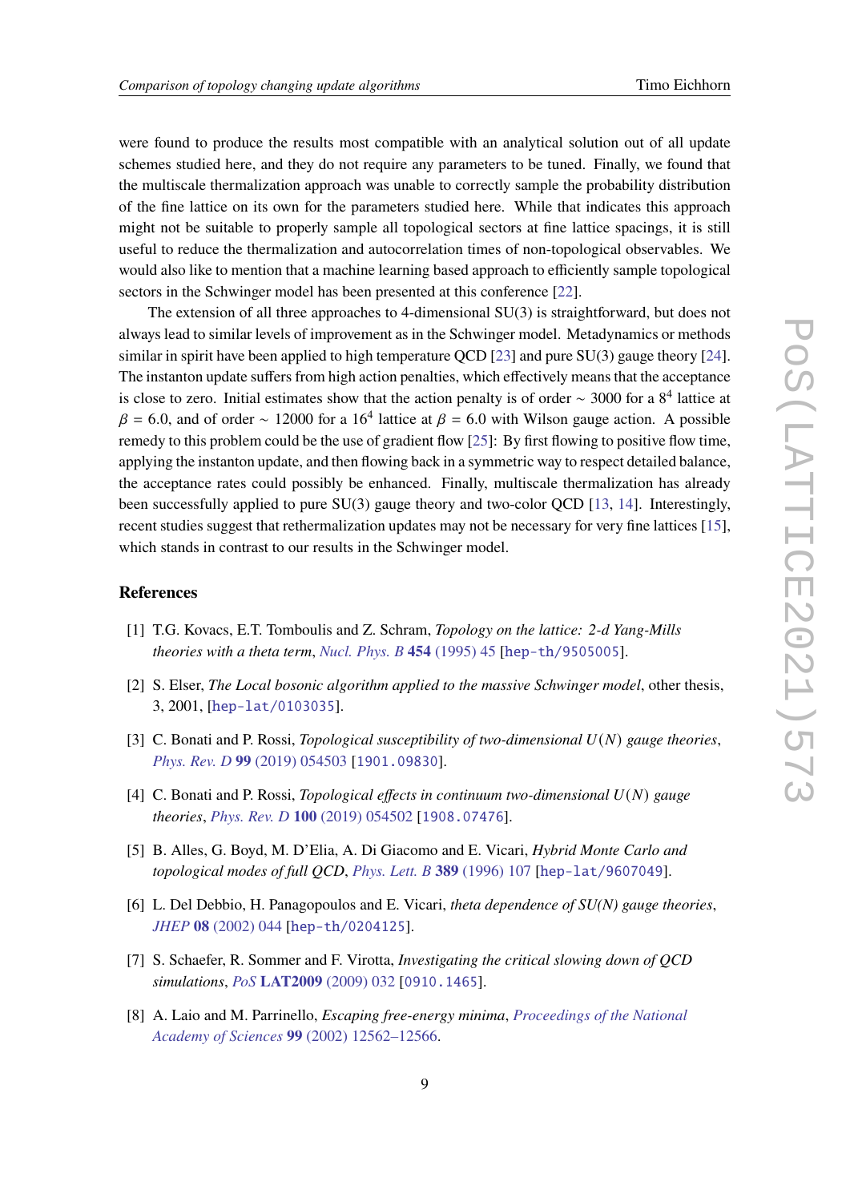were found to produce the results most compatible with an analytical solution out of all update schemes studied here, and they do not require any parameters to be tuned. Finally, we found that the multiscale thermalization approach was unable to correctly sample the probability distribution of the fine lattice on its own for the parameters studied here. While that indicates this approach might not be suitable to properly sample all topological sectors at fine lattice spacings, it is still useful to reduce the thermalization and autocorrelation times of non-topological observables. We would also like to mention that a machine learning based approach to efficiently sample topological sectors in the Schwinger model has been presented at this conference [22].

The extension of all three approaches to 4-dimensional SU(3) is straightforward, but does not always lead to similar levels of improvement as in the Schwinger model. Metadynamics or methods similar in spirit have been applied to high temperature QCD [23] and pure SU(3) gauge theory [24]. The instanton update suffers from high action penalties, which effectively means that the acceptance is close to zero. Initial estimates show that the action penalty is of order $\sim$ 3000 for a $8^4$ lattice at $\beta = 6.0$, and of order $\sim$ 12000 for a $16^4$ lattice at $\beta = 6.0$ with Wilson gauge action. A possible remedy to this problem could be the use of gradient flow [25]: By first flowing to positive flow time, applying the instanton update, and then flowing back in a symmetric way to respect detailed balance, the acceptance rates could possibly be enhanced. Finally, multiscale thermalization has already been successfully applied to pure SU(3) gauge theory and two-color QCD [13, 14]. Interestingly, recent studies suggest that rethermalization updates may not be necessary for very fine lattices [15], which stands in contrast to our results in the Schwinger model.

## References

[1] T.G. Kovacs, E.T. Tomboulis and Z. Schram, *Topology on the lattice: 2-d Yang-Mills theories with a theta term*, Nucl. Phys. B **454** (1995) 45 [hep-th/9505005].

[2] S. Elser, *The Local bosonic algorithm applied to the massive Schwinger model*, other thesis, 3, 2001, [hep-lat/0103035].

[3] C. Bonati and P. Rossi, *Topological susceptibility of two-dimensional $U(N)$ gauge theories*, Phys. Rev. D **99** (2019) 054503 [1901.09830].

[4] C. Bonati and P. Rossi, *Topological effects in continuum two-dimensional $U(N)$ gauge theories*, Phys. Rev. D **100** (2019) 054502 [1908.07476].

[5] B. Alles, G. Boyd, M. D'Elia, A. Di Giacomo and E. Vicari, *Hybrid Monte Carlo and topological modes of full QCD*, Phys. Lett. B **389** (1996) 107 [hep-lat/9607049].

[6] L. Del Debbio, H. Panagopoulos and E. Vicari, *theta dependence of SU(N) gauge theories*, JHEP **08** (2002) 044 [hep-th/0204125].

[7] S. Schaefer, R. Sommer and F. Virotta, *Investigating the critical slowing down of QCD simulations*, PoS **LAT2009** (2009) 032 [0910.1465].

[8] A. Laio and M. Parrinello, *Escaping free-energy minima*, Proceedings of the National Academy of Sciences **99** (2002) 12562–12566.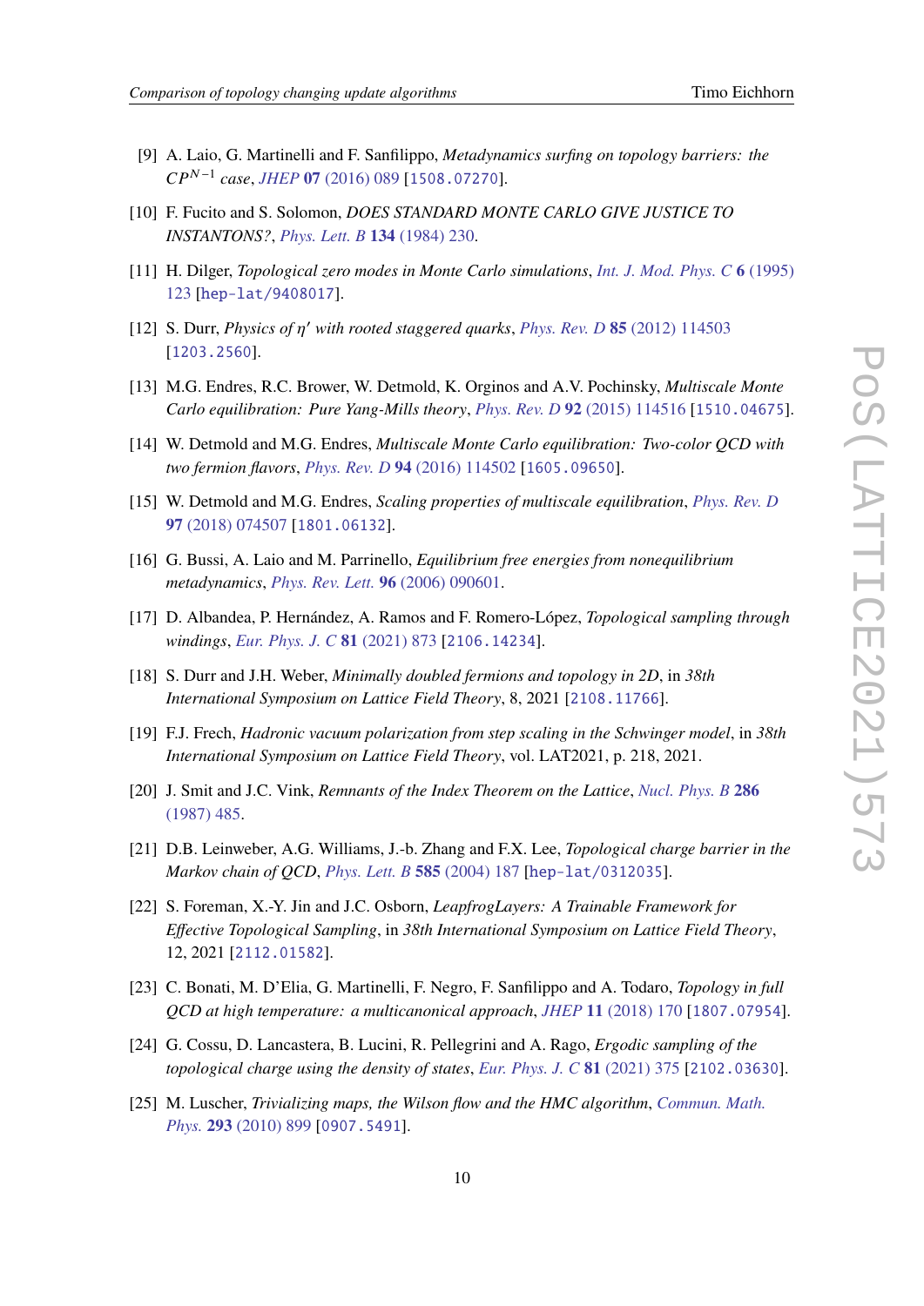[9] A. Laio, G. Martinelli and F. Sanfilippo, *Metadynamics surfing on topology barriers: the $CP^{N-1}$ case*, JHEP **07** (2016) 089 [1508.07270].

[10] F. Fucito and S. Solomon, *DOES STANDARD MONTE CARLO GIVE JUSTICE TO INSTANTONS?*, Phys. Lett. B **134** (1984) 230.

[11] H. Dilger, *Topological zero modes in Monte Carlo simulations*, Int. J. Mod. Phys. C **6** (1995) 123 [hep-lat/9408017].

[12] S. Durr, *Physics of $\eta'$ with rooted staggered quarks*, Phys. Rev. D **85** (2012) 114503 [1203.2560].

[13] M.G. Endres, R.C. Brower, W. Detmold, K. Orginos and A.V. Pochinsky, *Multiscale Monte Carlo equilibration: Pure Yang-Mills theory*, Phys. Rev. D **92** (2015) 114516 [1510.04675].

[14] W. Detmold and M.G. Endres, *Multiscale Monte Carlo equilibration: Two-color QCD with two fermion flavors*, Phys. Rev. D **94** (2016) 114502 [1605.09650].

[15] W. Detmold and M.G. Endres, *Scaling properties of multiscale equilibration*, Phys. Rev. D **97** (2018) 074507 [1801.06132].

[16] G. Bussi, A. Laio and M. Parrinello, *Equilibrium free energies from nonequilibrium metadynamics*, Phys. Rev. Lett. **96** (2006) 090601.

[17] D. Albandea, P. Hernández, A. Ramos and F. Romero-López, *Topological sampling through windings*, Eur. Phys. J. C **81** (2021) 873 [2106.14234].

[18] S. Durr and J.H. Weber, *Minimally doubled fermions and topology in 2D*, in *38th International Symposium on Lattice Field Theory*, 8, 2021 [2108.11766].

[19] F.J. Frech, *Hadronic vacuum polarization from step scaling in the Schwinger model*, in *38th International Symposium on Lattice Field Theory*, vol. LAT2021, p. 218, 2021.

[20] J. Smit and J.C. Vink, *Remnants of the Index Theorem on the Lattice*, Nucl. Phys. B **286** (1987) 485.

[21] D.B. Leinweber, A.G. Williams, J.-b. Zhang and F.X. Lee, *Topological charge barrier in the Markov chain of QCD*, Phys. Lett. B **585** (2004) 187 [hep-lat/0312035].

[22] S. Foreman, X.-Y. Jin and J.C. Osborn, *LeapfrogLayers: A Trainable Framework for Effective Topological Sampling*, in *38th International Symposium on Lattice Field Theory*, 12, 2021 [2112.01582].

[23] C. Bonati, M. D'Elia, G. Martinelli, F. Negro, F. Sanfilippo and A. Todaro, *Topology in full QCD at high temperature: a multicanonical approach*, JHEP **11** (2018) 170 [1807.07954].

[24] G. Cossu, D. Lancastera, B. Lucini, R. Pellegrini and A. Rago, *Ergodic sampling of the topological charge using the density of states*, Eur. Phys. J. C **81** (2021) 375 [2102.03630].

[25] M. Luscher, *Trivializing maps, the Wilson flow and the HMC algorithm*, Commun. Math. Phys. **293** (2010) 899 [0907.5491].